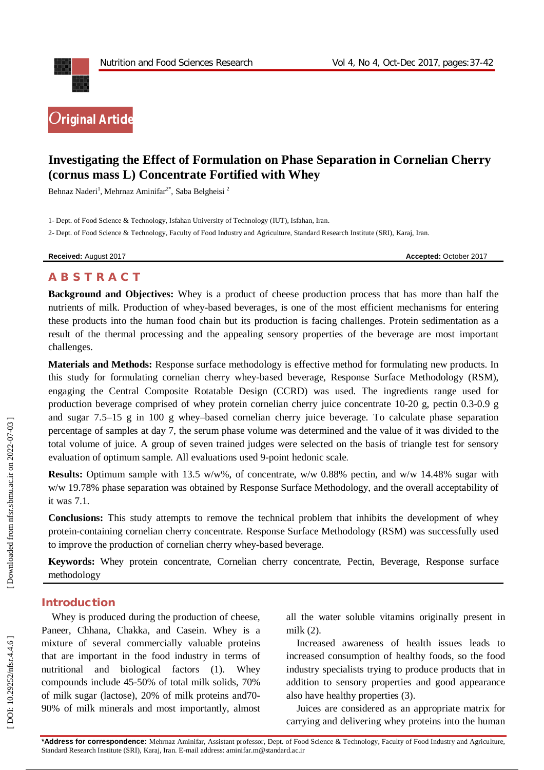Original Article

# Investigating the Effect of Formulation on Phase Separation in Cornelian Cherry (cornus mass L) Concentrate Fortified with Whey

Behnaz Naderi[1], Mehrnaz Aminifar[2*], Saba Belgheisi [2]

1- Dept. of Food Science & Technology, Isfahan University of Technology (IUT), Isfahan, Iran.

2- Dept. of Food Science & Technology, Faculty of Food Industry and Agriculture, Standard Research Institute (SRI), Karaj, Iran.

**Received:** August 2017 **Accepted:** October 2017

## ABSTRACT

**Background and Objectives:** Whey is a product of cheese production process that has more than half the nutrients of milk. Production of whey-based beverages, is one of the most efficient mechanisms for entering these products into the human food chain but its production is facing challenges. Protein sedimentation as a result of the thermal processing and the appealing sensory properties of the beverage are most important challenges.

**Materials and Methods:** Response surface methodology is effective method for formulating new products. In this study for formulating cornelian cherry whey-based beverage, Response Surface Methodology (RSM), engaging the Central Composite Rotatable Design (CCRD) was used. The ingredients range used for production beverage comprised of whey protein cornelian cherry juice concentrate 10-20 g, pectin 0.3-0.9 g and sugar 7.5–15 g in 100 g whey–based cornelian cherry juice beverage. To calculate phase separation percentage of samples at day 7, the serum phase volume was determined and the value of it was divided to the total volume of juice. A group of seven trained judges were selected on the basis of triangle test for sensory evaluation of optimum sample. All evaluations used 9-point hedonic scale.

**Results:** Optimum sample with 13.5 w/w%, of concentrate, w/w 0.88% pectin, and w/w 14.48% sugar with w/w 19.78% phase separation was obtained by Response Surface Methodology, and the overall acceptability of it was 7.1.

**Conclusions:** This study attempts to remove the technical problem that inhibits the development of whey protein-containing cornelian cherry concentrate. Response Surface Methodology (RSM) was successfully used to improve the production of cornelian cherry whey-based beverage.

**Keywords:** Whey protein concentrate, Cornelian cherry concentrate, Pectin, Beverage, Response surface methodology

## Introduction

Whey is produced during the production of cheese, Paneer, Chhana, Chakka, and Casein. Whey is a mixture of several commercially valuable proteins that are important in the food industry in terms of nutritional and biological factors (1). Whey compounds include 45-50% of total milk solids, 70% of milk sugar (lactose), 20% of milk proteins and70-90% of milk minerals and most importantly, almost all the water soluble vitamins originally present in milk (2).

Increased awareness of health issues leads to increased consumption of healthy foods, so the food industry specialists trying to produce products that in addition to sensory properties and good appearance also have healthy properties (3).

Juices are considered as an appropriate matrix for carrying and delivering whey proteins into the human

---

***Address for correspondence:** Mehrnaz Aminifar, Assistant professor, Dept. of Food Science & Technology, Faculty of Food Industry and Agriculture, Standard Research Institute (SRI), Karaj, Iran. E-mail address: aminifar.m@standard.ac.ir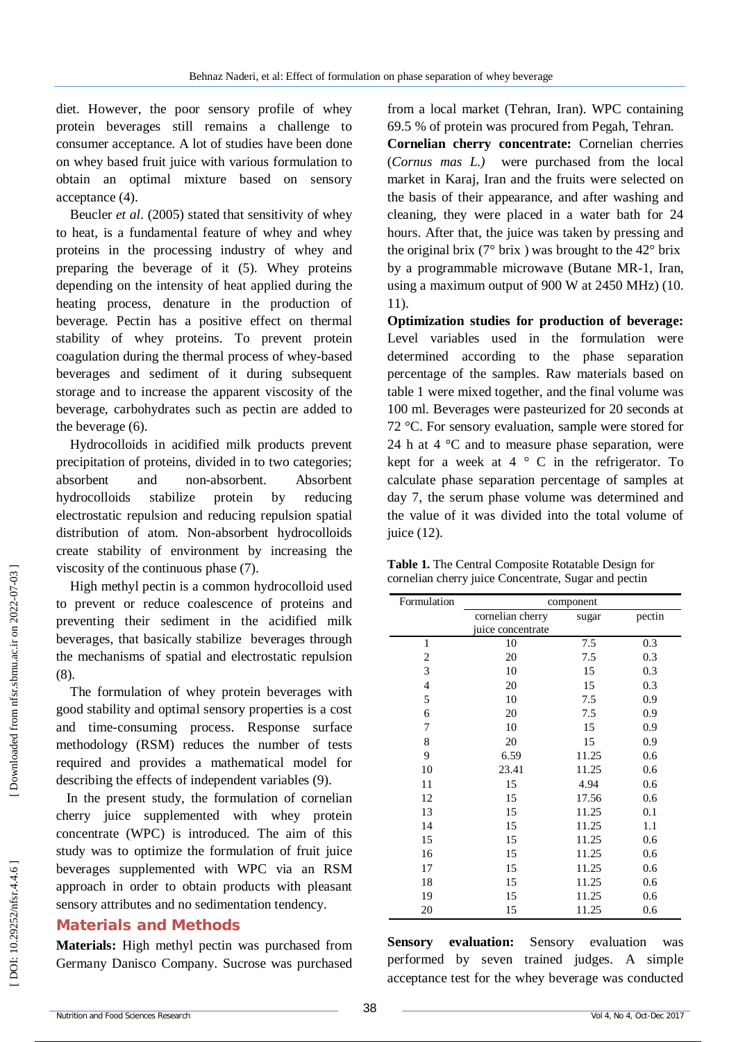diet. However, the poor sensory profile of whey protein beverages still remains a challenge to consumer acceptance. A lot of studies have been done on whey based fruit juice with various formulation to obtain an optimal mixture based on sensory acceptance (4).

Beucler *et al*. (2005) stated that sensitivity of whey to heat, is a fundamental feature of whey and whey proteins in the processing industry of whey and preparing the beverage of it (5). Whey proteins depending on the intensity of heat applied during the heating process, denature in the production of beverage. Pectin has a positive effect on thermal stability of whey proteins. To prevent protein coagulation during the thermal process of whey-based beverages and sediment of it during subsequent storage and to increase the apparent viscosity of the beverage, carbohydrates such as pectin are added to the beverage (6).

Hydrocolloids in acidified milk products prevent precipitation of proteins, divided in to two categories; absorbent and non-absorbent. Absorbent hydrocolloids stabilize protein by reducing electrostatic repulsion and reducing repulsion spatial distribution of atom. Non-absorbent hydrocolloids create stability of environment by increasing the viscosity of the continuous phase (7).

High methyl pectin is a common hydrocolloid used to prevent or reduce coalescence of proteins and preventing their sediment in the acidified milk beverages, that basically stabilize beverages through the mechanisms of spatial and electrostatic repulsion (8).

The formulation of whey protein beverages with good stability and optimal sensory properties is a cost and time-consuming process. Response surface methodology (RSM) reduces the number of tests required and provides a mathematical model for describing the effects of independent variables (9).

In the present study, the formulation of cornelian cherry juice supplemented with whey protein concentrate (WPC) is introduced. The aim of this study was to optimize the formulation of fruit juice beverages supplemented with WPC via an RSM approach in order to obtain products with pleasant sensory attributes and no sedimentation tendency.

## Materials and Methods

**Materials:** High methyl pectin was purchased from Germany Danisco Company. Sucrose was purchased from a local market (Tehran, Iran). WPC containing 69.5 % of protein was procured from Pegah, Tehran.

**Cornelian cherry concentrate:** Cornelian cherries (*Cornus mas L.)* were purchased from the local market in Karaj, Iran and the fruits were selected on the basis of their appearance, and after washing and cleaning, they were placed in a water bath for 24 hours. After that, the juice was taken by pressing and the original brix (7° brix ) was brought to the 42° brix by a programmable microwave (Butane MR-1, Iran, using a maximum output of 900 W at 2450 MHz) (10. 11).

**Optimization studies for production of beverage:** Level variables used in the formulation were determined according to the phase separation percentage of the samples. Raw materials based on table 1 were mixed together, and the final volume was 100 ml. Beverages were pasteurized for 20 seconds at 72 °C. For sensory evaluation, sample were stored for 24 h at 4 °C and to measure phase separation, were kept for a week at 4 ° C in the refrigerator. To calculate phase separation percentage of samples at day 7, the serum phase volume was determined and the value of it was divided into the total volume of juice (12).

**Table 1.** The Central Composite Rotatable Design for cornelian cherry juice Concentrate, Sugar and pectin

| Formulation | component | | |
|---|---|---|---|
| | cornelian cherry juice concentrate | sugar | pectin |
| 1 | 10 | 7.5 | 0.3 |
| 2 | 20 | 7.5 | 0.3 |
| 3 | 10 | 15 | 0.3 |
| 4 | 20 | 15 | 0.3 |
| 5 | 10 | 7.5 | 0.9 |
| 6 | 20 | 7.5 | 0.9 |
| 7 | 10 | 15 | 0.9 |
| 8 | 20 | 15 | 0.9 |
| 9 | 6.59 | 11.25 | 0.6 |
| 10 | 23.41 | 11.25 | 0.6 |
| 11 | 15 | 4.94 | 0.6 |
| 12 | 15 | 17.56 | 0.6 |
| 13 | 15 | 11.25 | 0.1 |
| 14 | 15 | 11.25 | 1.1 |
| 15 | 15 | 11.25 | 0.6 |
| 16 | 15 | 11.25 | 0.6 |
| 17 | 15 | 11.25 | 0.6 |
| 18 | 15 | 11.25 | 0.6 |
| 19 | 15 | 11.25 | 0.6 |
| 20 | 15 | 11.25 | 0.6 |

**Sensory evaluation:** Sensory evaluation was performed by seven trained judges. A simple acceptance test for the whey beverage was conducted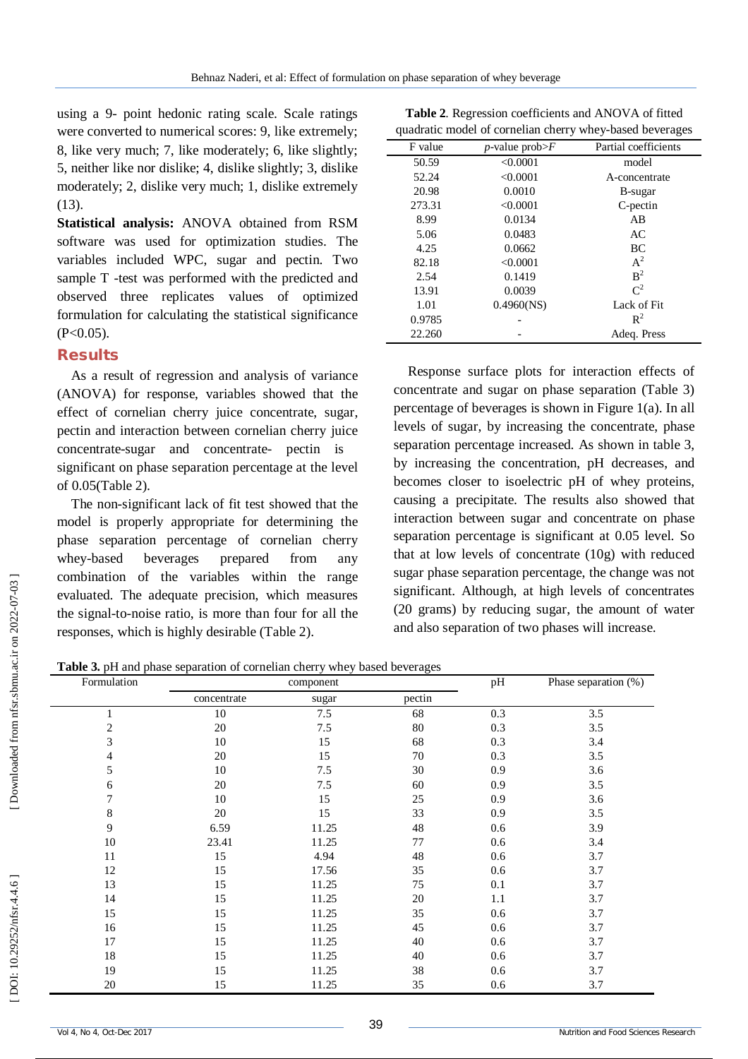using a 9- point hedonic rating scale. Scale ratings were converted to numerical scores: 9, like extremely; 8, like very much; 7, like moderately; 6, like slightly; 5, neither like nor dislike; 4, dislike slightly; 3, dislike moderately; 2, dislike very much; 1, dislike extremely (13).

**Statistical analysis:** ANOVA obtained from RSM software was used for optimization studies. The variables included WPC, sugar and pectin. Two sample T -test was performed with the predicted and observed three replicates values of optimized formulation for calculating the statistical significance (P<0.05).

## Results

As a result of regression and analysis of variance (ANOVA) for response, variables showed that the effect of cornelian cherry juice concentrate, sugar, pectin and interaction between cornelian cherry juice concentrate-sugar and concentrate- pectin is significant on phase separation percentage at the level of 0.05(Table 2).

The non-significant lack of fit test showed that the model is properly appropriate for determining the phase separation percentage of cornelian cherry whey-based beverages prepared from any combination of the variables within the range evaluated. The adequate precision, which measures the signal-to-noise ratio, is more than four for all the responses, which is highly desirable (Table 2).

**Table 2**. Regression coefficients and ANOVA of fitted quadratic model of cornelian cherry whey-based beverages

| F value | *p*-value prob>*F* | Partial coefficients |
|---|---|---|
| 50.59 | <0.0001 | model |
| 52.24 | <0.0001 | A-concentrate |
| 20.98 | 0.0010 | B-sugar |
| 273.31 | <0.0001 | C-pectin |
| 8.99 | 0.0134 | AB |
| 5.06 | 0.0483 | AC |
| 4.25 | 0.0662 | BC |
| 82.18 | <0.0001 | $A^2$ |
| 2.54 | 0.1419 | $B^2$ |
| 13.91 | 0.0039 | $C^2$ |
| 1.01 | 0.4960(NS) | Lack of Fit |
| 0.9785 | - | $R^2$ |
| 22.260 | - | Adeq. Press |

Response surface plots for interaction effects of concentrate and sugar on phase separation (Table 3) percentage of beverages is shown in Figure 1(a). In all levels of sugar, by increasing the concentrate, phase separation percentage increased. As shown in table 3, by increasing the concentration, pH decreases, and becomes closer to isoelectric pH of whey proteins, causing a precipitate. The results also showed that interaction between sugar and concentrate on phase separation percentage is significant at 0.05 level. So that at low levels of concentrate (10g) with reduced sugar phase separation percentage, the change was not significant. Although, at high levels of concentrates (20 grams) by reducing sugar, the amount of water and also separation of two phases will increase.

**Table 3.** pH and phase separation of cornelian cherry whey based beverages

| Formulation | component | | | pH | Phase separation (%) |
|---|---|---|---|---|---|
| | concentrate | sugar | pectin | | |
| 1 | 10 | 7.5 | 68 | 0.3 | 3.5 |
| 2 | 20 | 7.5 | 80 | 0.3 | 3.5 |
| 3 | 10 | 15 | 68 | 0.3 | 3.4 |
| 4 | 20 | 15 | 70 | 0.3 | 3.5 |
| 5 | 10 | 7.5 | 30 | 0.9 | 3.6 |
| 6 | 20 | 7.5 | 60 | 0.9 | 3.5 |
| 7 | 10 | 15 | 25 | 0.9 | 3.6 |
| 8 | 20 | 15 | 33 | 0.9 | 3.5 |
| 9 | 6.59 | 11.25 | 48 | 0.6 | 3.9 |
| 10 | 23.41 | 11.25 | 77 | 0.6 | 3.4 |
| 11 | 15 | 4.94 | 48 | 0.6 | 3.7 |
| 12 | 15 | 17.56 | 35 | 0.6 | 3.7 |
| 13 | 15 | 11.25 | 75 | 0.1 | 3.7 |
| 14 | 15 | 11.25 | 20 | 1.1 | 3.7 |
| 15 | 15 | 11.25 | 35 | 0.6 | 3.7 |
| 16 | 15 | 11.25 | 45 | 0.6 | 3.7 |
| 17 | 15 | 11.25 | 40 | 0.6 | 3.7 |
| 18 | 15 | 11.25 | 40 | 0.6 | 3.7 |
| 19 | 15 | 11.25 | 38 | 0.6 | 3.7 |
| 20 | 15 | 11.25 | 35 | 0.6 | 3.7 |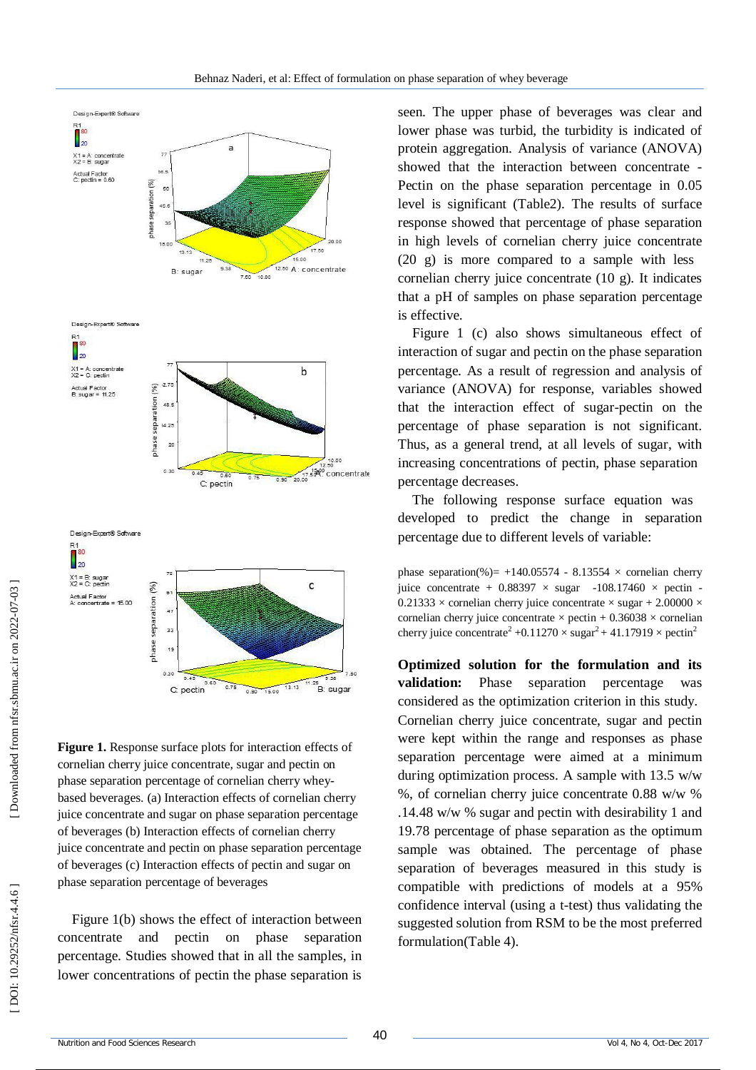**Figure 1.** Response surface plots for interaction effects of cornelian cherry juice concentrate, sugar and pectin on phase separation percentage of cornelian cherry whey-based beverages. (a) Interaction effects of cornelian cherry juice concentrate and sugar on phase separation percentage of beverages (b) Interaction effects of cornelian cherry juice concentrate and pectin on phase separation percentage of beverages (c) Interaction effects of pectin and sugar on phase separation percentage of beverages

Figure 1(b) shows the effect of interaction between concentrate and pectin on phase separation percentage. Studies showed that in all the samples, in lower concentrations of pectin the phase separation is seen. The upper phase of beverages was clear and lower phase was turbid, the turbidity is indicated of protein aggregation. Analysis of variance (ANOVA) showed that the interaction between concentrate - Pectin on the phase separation percentage in 0.05 level is significant (Table2). The results of surface response showed that percentage of phase separation in high levels of cornelian cherry juice concentrate (20 g) is more compared to a sample with less cornelian cherry juice concentrate (10 g). It indicates that a pH of samples on phase separation percentage is effective.

Figure 1 (c) also shows simultaneous effect of interaction of sugar and pectin on the phase separation percentage. As a result of regression and analysis of variance (ANOVA) for response, variables showed that the interaction effect of sugar-pectin on the percentage of phase separation is not significant. Thus, as a general trend, at all levels of sugar, with increasing concentrations of pectin, phase separation percentage decreases.

The following response surface equation was developed to predict the change in separation percentage due to different levels of variable:

$$\text{phase separation}(\%) = +140.05574 - 8.13554 \times \text{cornelian cherry juice concentrate} + 0.88397 \times \text{sugar} - 108.17460 \times \text{pectin} - 0.21333 \times \text{cornelian cherry juice concentrate} \times \text{sugar} + 2.00000 \times \text{cornelian cherry juice concentrate} \times \text{pectin} + 0.36038 \times \text{cornelian cherry juice concentrate}^2 + 0.11270 \times \text{sugar}^2 + 41.17919 \times \text{pectin}^2$$

**Optimized solution for the formulation and its validation:** Phase separation percentage was considered as the optimization criterion in this study. Cornelian cherry juice concentrate, sugar and pectin were kept within the range and responses as phase separation percentage were aimed at a minimum during optimization process. A sample with 13.5 w/w %, of cornelian cherry juice concentrate 0.88 w/w % .14.48 w/w % sugar and pectin with desirability 1 and 19.78 percentage of phase separation as the optimum sample was obtained. The percentage of phase separation of beverages measured in this study is compatible with predictions of models at a 95% confidence interval (using a t-test) thus validating the suggested solution from RSM to be the most preferred formulation(Table 4).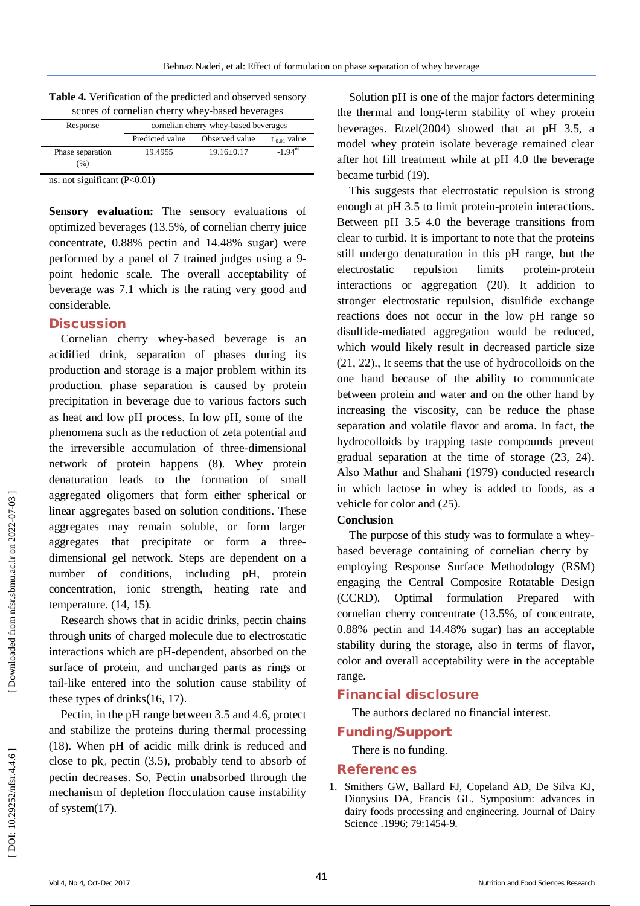**Table 4.** Verification of the predicted and observed sensory scores of cornelian cherry whey-based beverages

| Response | cornelian cherry whey-based beverages | | |
|---|---|---|---|
| | Predicted value | Observed value | $t_{0.01}$ value |
| Phase separation (%) | 19.4955 | 19.16±0.17 | $-1.94^{ns}$ |

ns: not significant (P<0.01)

**Sensory evaluation:** The sensory evaluations of optimized beverages (13.5%, of cornelian cherry juice concentrate, 0.88% pectin and 14.48% sugar) were performed by a panel of 7 trained judges using a 9-point hedonic scale. The overall acceptability of beverage was 7.1 which is the rating very good and considerable.

## Discussion

Cornelian cherry whey-based beverage is an acidified drink, separation of phases during its production and storage is a major problem within its production. phase separation is caused by protein precipitation in beverage due to various factors such as heat and low pH process. In low pH, some of the phenomena such as the reduction of zeta potential and the irreversible accumulation of three-dimensional network of protein happens (8). Whey protein denaturation leads to the formation of small aggregated oligomers that form either spherical or linear aggregates based on solution conditions. These aggregates may remain soluble, or form larger aggregates that precipitate or form a three-dimensional gel network. Steps are dependent on a number of conditions, including pH, protein concentration, ionic strength, heating rate and temperature. (14, 15).

Research shows that in acidic drinks, pectin chains through units of charged molecule due to electrostatic interactions which are pH-dependent, absorbed on the surface of protein, and uncharged parts as rings or tail-like entered into the solution cause stability of these types of drinks(16, 17).

Pectin, in the pH range between 3.5 and 4.6, protect and stabilize the proteins during thermal processing (18). When pH of acidic milk drink is reduced and close to $pk_a$ pectin (3.5), probably tend to absorb of pectin decreases. So, Pectin unabsorbed through the mechanism of depletion flocculation cause instability of system(17).

Solution pH is one of the major factors determining the thermal and long-term stability of whey protein beverages. Etzel(2004) showed that at pH 3.5, a model whey protein isolate beverage remained clear after hot fill treatment while at pH 4.0 the beverage became turbid (19).

This suggests that electrostatic repulsion is strong enough at pH 3.5 to limit protein-protein interactions. Between pH 3.5–4.0 the beverage transitions from clear to turbid. It is important to note that the proteins still undergo denaturation in this pH range, but the electrostatic repulsion limits protein-protein interactions or aggregation (20). It addition to stronger electrostatic repulsion, disulfide exchange reactions does not occur in the low pH range so disulfide-mediated aggregation would be reduced, which would likely result in decreased particle size (21, 22)., It seems that the use of hydrocolloids on the one hand because of the ability to communicate between protein and water and on the other hand by increasing the viscosity, can be reduce the phase separation and volatile flavor and aroma. In fact, the hydrocolloids by trapping taste compounds prevent gradual separation at the time of storage (23, 24). Also Mathur and Shahani (1979) conducted research in which lactose in whey is added to foods, as a vehicle for color and (25).

### Conclusion

The purpose of this study was to formulate a whey-based beverage containing of cornelian cherry by employing Response Surface Methodology (RSM) engaging the Central Composite Rotatable Design (CCRD). Optimal formulation Prepared with cornelian cherry concentrate (13.5%, of concentrate, 0.88% pectin and 14.48% sugar) has an acceptable stability during the storage, also in terms of flavor, color and overall acceptability were in the acceptable range.

## Financial disclosure

The authors declared no financial interest.

## Funding/Support

There is no funding.

## References

1. Smithers GW, Ballard FJ, Copeland AD, De Silva KJ, Dionysius DA, Francis GL. Symposium: advances in dairy foods processing and engineering. Journal of Dairy Science .1996; 79:1454-9.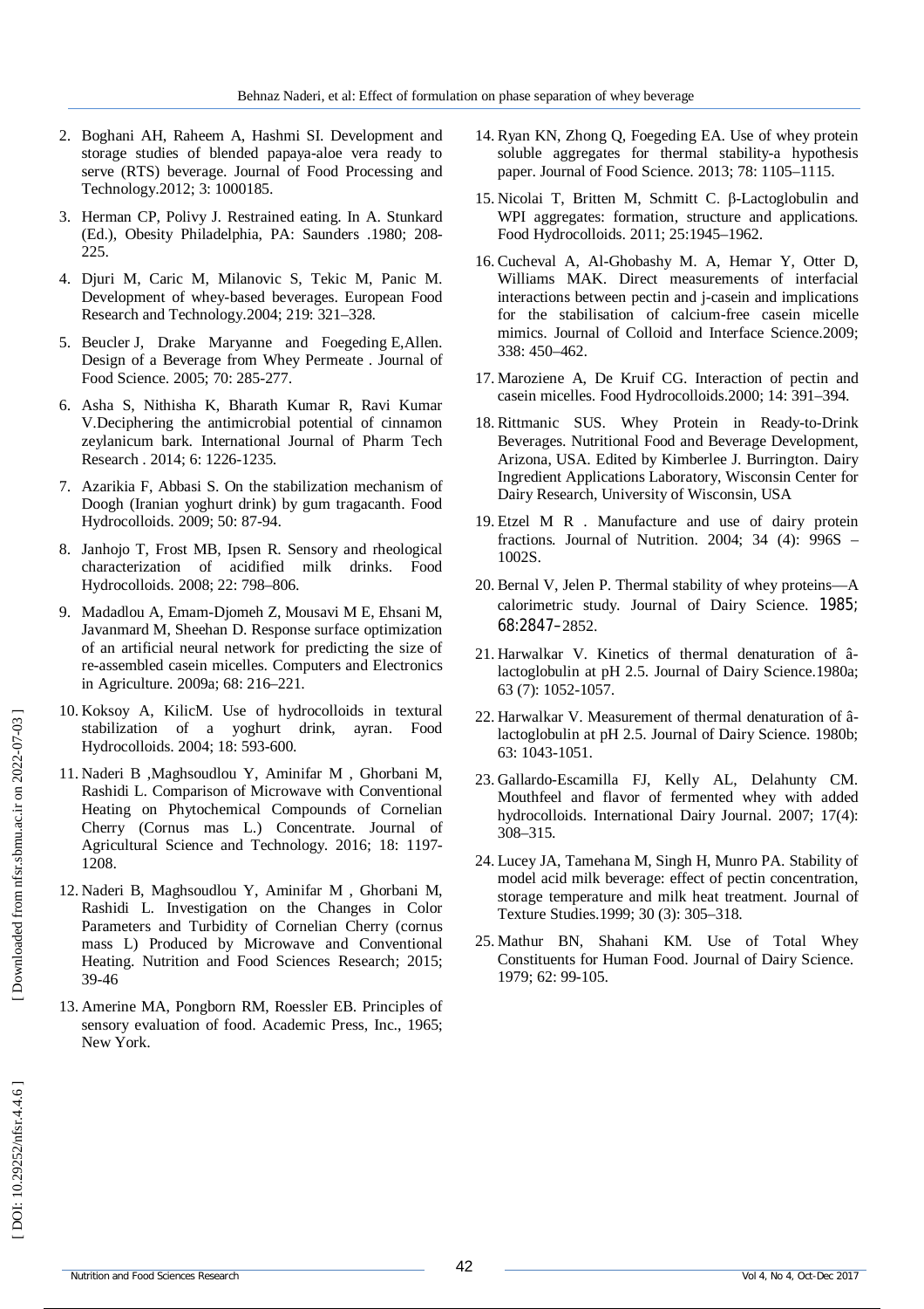2. Boghani AH, Raheem A, Hashmi SI. Development and storage studies of blended papaya-aloe vera ready to serve (RTS) beverage. Journal of Food Processing and Technology.2012; 3: 1000185.
3. Herman CP, Polivy J. Restrained eating. In A. Stunkard (Ed.), Obesity Philadelphia, PA: Saunders .1980; 208-225.
4. Djuri M, Caric M, Milanovic S, Tekic M, Panic M. Development of whey-based beverages. European Food Research and Technology.2004; 219: 321–328.
5. Beucler J, Drake Maryanne and Foegeding E,Allen. Design of a Beverage from Whey Permeate . Journal of Food Science. 2005; 70: 285-277.
6. Asha S, Nithisha K, Bharath Kumar R, Ravi Kumar V.Deciphering the antimicrobial potential of cinnamon zeylanicum bark. International Journal of Pharm Tech Research . 2014; 6: 1226-1235.
7. Azarikia F, Abbasi S. On the stabilization mechanism of Doogh (Iranian yoghurt drink) by gum tragacanth. Food Hydrocolloids. 2009; 50: 87-94.
8. Janhojo T, Frost MB, Ipsen R. Sensory and rheological characterization of acidified milk drinks. Food Hydrocolloids. 2008; 22: 798–806.
9. Madadlou A, Emam-Djomeh Z, Mousavi M E, Ehsani M, Javanmard M, Sheehan D. Response surface optimization of an artificial neural network for predicting the size of re-assembled casein micelles. Computers and Electronics in Agriculture. 2009a; 68: 216–221.
10. Koksoy A, KilicM. Use of hydrocolloids in textural stabilization of a yoghurt drink, ayran. Food Hydrocolloids. 2004; 18: 593-600.
11. Naderi B ,Maghsoudlou Y, Aminifar M , Ghorbani M, Rashidi L. Comparison of Microwave with Conventional Heating on Phytochemical Compounds of Cornelian Cherry (Cornus mas L.) Concentrate. Journal of Agricultural Science and Technology. 2016; 18: 1197-1208.
12. Naderi B, Maghsoudlou Y, Aminifar M , Ghorbani M, Rashidi L. Investigation on the Changes in Color Parameters and Turbidity of Cornelian Cherry (cornus mass L) Produced by Microwave and Conventional Heating. Nutrition and Food Sciences Research; 2015; 39-46
13. Amerine MA, Pongborn RM, Roessler EB. Principles of sensory evaluation of food. Academic Press, Inc., 1965; New York.
14. Ryan KN, Zhong Q, Foegeding EA. Use of whey protein soluble aggregates for thermal stability-a hypothesis paper. Journal of Food Science. 2013; 78: 1105–1115.
15. Nicolai T, Britten M, Schmitt C. β-Lactoglobulin and WPI aggregates: formation, structure and applications. Food Hydrocolloids. 2011; 25:1945–1962.
16. Cucheval A, Al-Ghobashy M. A, Hemar Y, Otter D, Williams MAK. Direct measurements of interfacial interactions between pectin and j-casein and implications for the stabilisation of calcium-free casein micelle mimics. Journal of Colloid and Interface Science.2009; 338: 450–462.
17. Maroziene A, De Kruif CG. Interaction of pectin and casein micelles. Food Hydrocolloids.2000; 14: 391–394.
18. Rittmanic SUS. Whey Protein in Ready-to-Drink Beverages. Nutritional Food and Beverage Development, Arizona, USA. Edited by Kimberlee J. Burrington. Dairy Ingredient Applications Laboratory, Wisconsin Center for Dairy Research, University of Wisconsin, USA
19. Etzel M R . Manufacture and use of dairy protein fractions. Journal of Nutrition. 2004; 34 (4): 996S – 1002S.
20. Bernal V, Jelen P. Thermal stability of whey proteins—A calorimetric study. Journal of Dairy Science. 1985; 68:2847–2852.
21. Harwalkar V. Kinetics of thermal denaturation of â-lactoglobulin at pH 2.5. Journal of Dairy Science.1980a; 63 (7): 1052-1057.
22. Harwalkar V. Measurement of thermal denaturation of â-lactoglobulin at pH 2.5. Journal of Dairy Science. 1980b; 63: 1043-1051.
23. Gallardo-Escamilla FJ, Kelly AL, Delahunty CM. Mouthfeel and flavor of fermented whey with added hydrocolloids. International Dairy Journal. 2007; 17(4): 308–315.
24. Lucey JA, Tamehana M, Singh H, Munro PA. Stability of model acid milk beverage: effect of pectin concentration, storage temperature and milk heat treatment. Journal of Texture Studies.1999; 30 (3): 305–318.
25. Mathur BN, Shahani KM. Use of Total Whey Constituents for Human Food. Journal of Dairy Science. 1979; 62: 99-105.